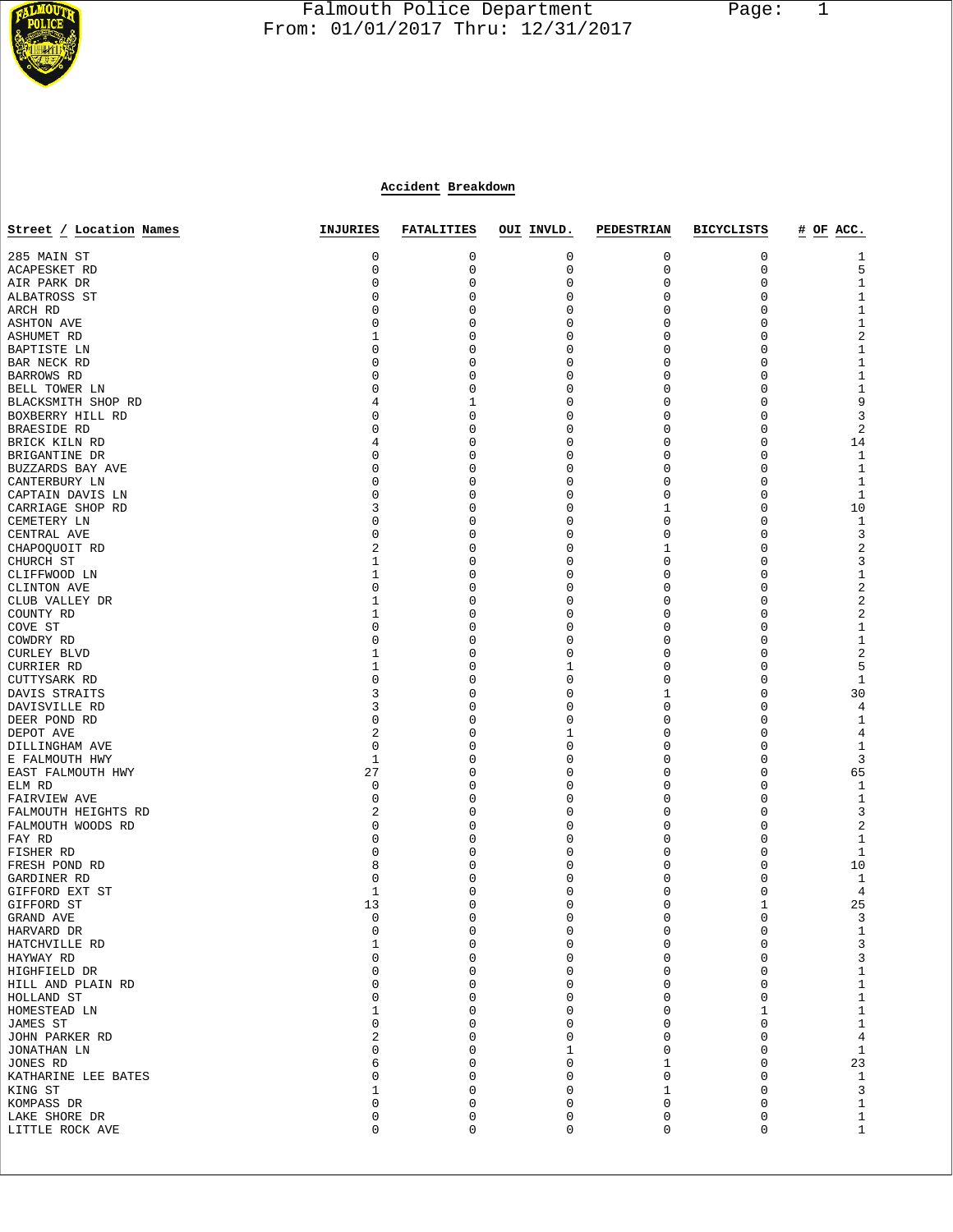# Falmouth Police Department

From: 01/01/2017 Thru: 12/31/2017

## Accident Breakdown

| Street / Location Names | INJURIES | FATALITIES | OUI INVLD. | PEDESTRIAN | BICYCLISTS | # OF ACC. |
|---|---|---|---|---|---|---|
| 285 MAIN ST | 0 | 0 | 0 | 0 | 0 | 1 |
| ACAPESKET RD | 0 | 0 | 0 | 0 | 0 | 5 |
| AIR PARK DR | 0 | 0 | 0 | 0 | 0 | 1 |
| ALBATROSS ST | 0 | 0 | 0 | 0 | 0 | 1 |
| ARCH RD | 0 | 0 | 0 | 0 | 0 | 1 |
| ASHTON AVE | 0 | 0 | 0 | 0 | 0 | 1 |
| ASHUMET RD | 1 | 0 | 0 | 0 | 0 | 2 |
| BAPTISTE LN | 0 | 0 | 0 | 0 | 0 | 1 |
| BAR NECK RD | 0 | 0 | 0 | 0 | 0 | 1 |
| BARROWS RD | 0 | 0 | 0 | 0 | 0 | 1 |
| BELL TOWER LN | 0 | 0 | 0 | 0 | 0 | 1 |
| BLACKSMITH SHOP RD | 4 | 1 | 0 | 0 | 0 | 9 |
| BOXBERRY HILL RD | 0 | 0 | 0 | 0 | 0 | 3 |
| BRAESIDE RD | 0 | 0 | 0 | 0 | 0 | 2 |
| BRICK KILN RD | 4 | 0 | 0 | 0 | 0 | 14 |
| BRIGANTINE DR | 0 | 0 | 0 | 0 | 0 | 1 |
| BUZZARDS BAY AVE | 0 | 0 | 0 | 0 | 0 | 1 |
| CANTERBURY LN | 0 | 0 | 0 | 0 | 0 | 1 |
| CAPTAIN DAVIS LN | 0 | 0 | 0 | 0 | 0 | 1 |
| CARRIAGE SHOP RD | 3 | 0 | 0 | 1 | 0 | 10 |
| CEMETERY LN | 0 | 0 | 0 | 0 | 0 | 1 |
| CENTRAL AVE | 0 | 0 | 0 | 0 | 0 | 3 |
| CHAPOQUOIT RD | 2 | 0 | 0 | 1 | 0 | 2 |
| CHURCH ST | 1 | 0 | 0 | 0 | 0 | 3 |
| CLIFFWOOD LN | 1 | 0 | 0 | 0 | 0 | 1 |
| CLINTON AVE | 0 | 0 | 0 | 0 | 0 | 2 |
| CLUB VALLEY DR | 1 | 0 | 0 | 0 | 0 | 2 |
| COUNTY RD | 1 | 0 | 0 | 0 | 0 | 2 |
| COVE ST | 0 | 0 | 0 | 0 | 0 | 1 |
| COWDRY RD | 0 | 0 | 0 | 0 | 0 | 1 |
| CURLEY BLVD | 1 | 0 | 0 | 0 | 0 | 2 |
| CURRIER RD | 1 | 0 | 1 | 0 | 0 | 5 |
| CUTTYSARK RD | 0 | 0 | 0 | 0 | 0 | 1 |
| DAVIS STRAITS | 3 | 0 | 0 | 1 | 0 | 30 |
| DAVISVILLE RD | 3 | 0 | 0 | 0 | 0 | 4 |
| DEER POND RD | 0 | 0 | 0 | 0 | 0 | 1 |
| DEPOT AVE | 2 | 0 | 1 | 0 | 0 | 4 |
| DILLINGHAM AVE | 0 | 0 | 0 | 0 | 0 | 1 |
| E FALMOUTH HWY | 1 | 0 | 0 | 0 | 0 | 3 |
| EAST FALMOUTH HWY | 27 | 0 | 0 | 0 | 0 | 65 |
| ELM RD | 0 | 0 | 0 | 0 | 0 | 1 |
| FAIRVIEW AVE | 0 | 0 | 0 | 0 | 0 | 1 |
| FALMOUTH HEIGHTS RD | 2 | 0 | 0 | 0 | 0 | 3 |
| FALMOUTH WOODS RD | 0 | 0 | 0 | 0 | 0 | 2 |
| FAY RD | 0 | 0 | 0 | 0 | 0 | 1 |
| FISHER RD | 0 | 0 | 0 | 0 | 0 | 1 |
| FRESH POND RD | 8 | 0 | 0 | 0 | 0 | 10 |
| GARDINER RD | 0 | 0 | 0 | 0 | 0 | 1 |
| GIFFORD EXT ST | 1 | 0 | 0 | 0 | 0 | 4 |
| GIFFORD ST | 13 | 0 | 0 | 0 | 1 | 25 |
| GRAND AVE | 0 | 0 | 0 | 0 | 0 | 3 |
| HARVARD DR | 0 | 0 | 0 | 0 | 0 | 1 |
| HATCHVILLE RD | 1 | 0 | 0 | 0 | 0 | 3 |
| HAYWAY RD | 0 | 0 | 0 | 0 | 0 | 3 |
| HIGHFIELD DR | 0 | 0 | 0 | 0 | 0 | 1 |
| HILL AND PLAIN RD | 0 | 0 | 0 | 0 | 0 | 1 |
| HOLLAND ST | 0 | 0 | 0 | 0 | 0 | 1 |
| HOMESTEAD LN | 1 | 0 | 0 | 0 | 1 | 1 |
| JAMES ST | 0 | 0 | 0 | 0 | 0 | 1 |
| JOHN PARKER RD | 2 | 0 | 0 | 0 | 0 | 4 |
| JONATHAN LN | 0 | 0 | 1 | 0 | 0 | 1 |
| JONES RD | 6 | 0 | 0 | 1 | 0 | 23 |
| KATHARINE LEE BATES | 0 | 0 | 0 | 0 | 0 | 1 |
| KING ST | 1 | 0 | 0 | 1 | 0 | 3 |
| KOMPASS DR | 0 | 0 | 0 | 0 | 0 | 1 |
| LAKE SHORE DR | 0 | 0 | 0 | 0 | 0 | 1 |
| LITTLE ROCK AVE | 0 | 0 | 0 | 0 | 0 | 1 |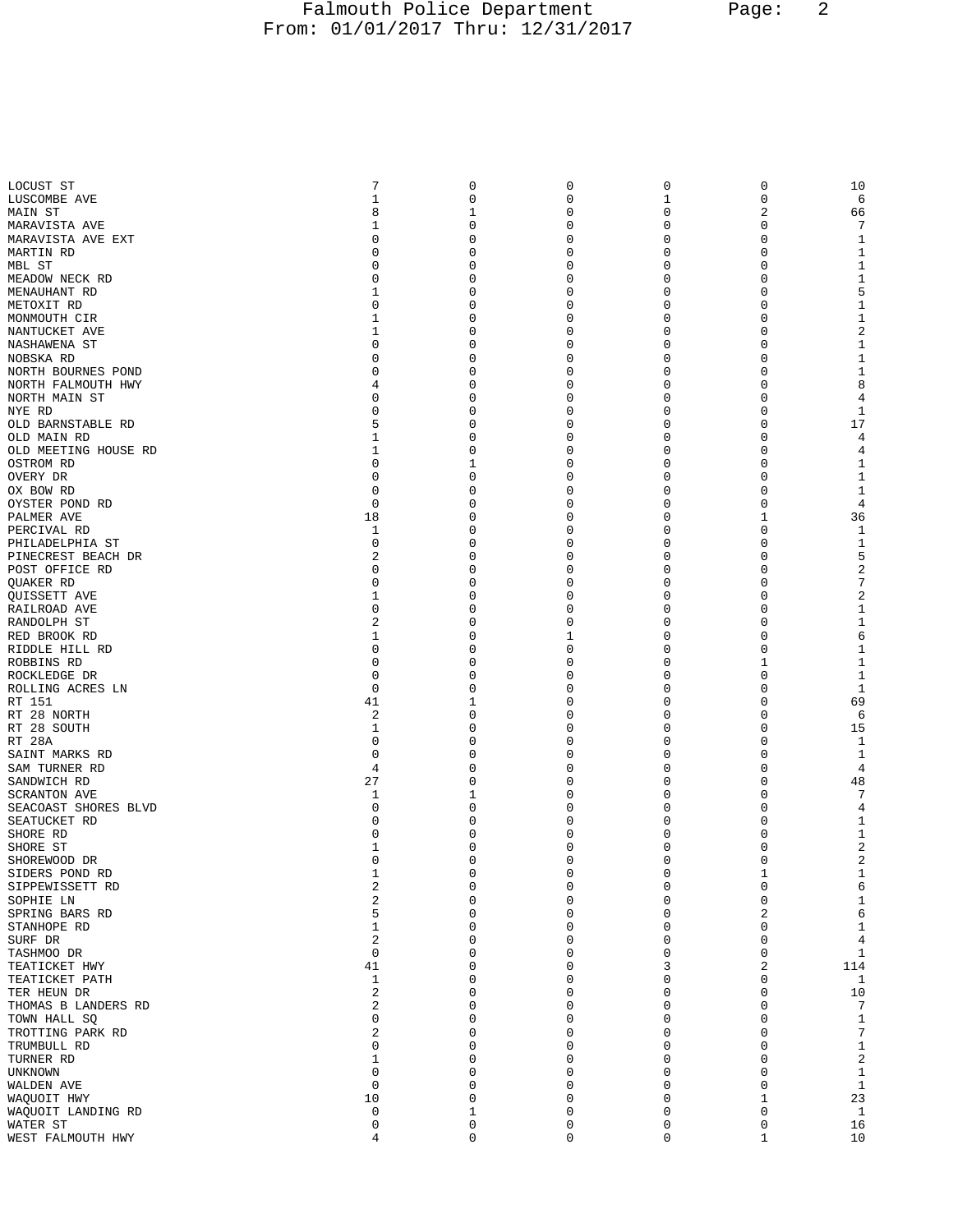Falmouth Police Department
From: 01/01/2017 Thru: 12/31/2017

| | | | | | | |
|---|---|---|---|---|---|---|
| LOCUST ST | 7 | 0 | 0 | 0 | 0 | 10 |
| LUSCOMBE AVE | 1 | 0 | 0 | 1 | 0 | 6 |
| MAIN ST | 8 | 1 | 0 | 0 | 2 | 66 |
| MARAVISTA AVE | 1 | 0 | 0 | 0 | 0 | 7 |
| MARAVISTA AVE EXT | 0 | 0 | 0 | 0 | 0 | 1 |
| MARTIN RD | 0 | 0 | 0 | 0 | 0 | 1 |
| MBL ST | 0 | 0 | 0 | 0 | 0 | 1 |
| MEADOW NECK RD | 0 | 0 | 0 | 0 | 0 | 1 |
| MENAUHANT RD | 1 | 0 | 0 | 0 | 0 | 5 |
| METOXIT RD | 0 | 0 | 0 | 0 | 0 | 1 |
| MONMOUTH CIR | 1 | 0 | 0 | 0 | 0 | 1 |
| NANTUCKET AVE | 1 | 0 | 0 | 0 | 0 | 2 |
| NASHAWENA ST | 0 | 0 | 0 | 0 | 0 | 1 |
| NOBSKA RD | 0 | 0 | 0 | 0 | 0 | 1 |
| NORTH BOURNES POND | 0 | 0 | 0 | 0 | 0 | 1 |
| NORTH FALMOUTH HWY | 4 | 0 | 0 | 0 | 0 | 8 |
| NORTH MAIN ST | 0 | 0 | 0 | 0 | 0 | 4 |
| NYE RD | 0 | 0 | 0 | 0 | 0 | 1 |
| OLD BARNSTABLE RD | 5 | 0 | 0 | 0 | 0 | 17 |
| OLD MAIN RD | 1 | 0 | 0 | 0 | 0 | 4 |
| OLD MEETING HOUSE RD | 1 | 0 | 0 | 0 | 0 | 4 |
| OSTROM RD | 0 | 1 | 0 | 0 | 0 | 1 |
| OVERY DR | 0 | 0 | 0 | 0 | 0 | 1 |
| OX BOW RD | 0 | 0 | 0 | 0 | 0 | 1 |
| OYSTER POND RD | 0 | 0 | 0 | 0 | 0 | 4 |
| PALMER AVE | 18 | 0 | 0 | 0 | 1 | 36 |
| PERCIVAL RD | 1 | 0 | 0 | 0 | 0 | 1 |
| PHILADELPHIA ST | 0 | 0 | 0 | 0 | 0 | 1 |
| PINECREST BEACH DR | 2 | 0 | 0 | 0 | 0 | 5 |
| POST OFFICE RD | 0 | 0 | 0 | 0 | 0 | 2 |
| QUAKER RD | 0 | 0 | 0 | 0 | 0 | 7 |
| QUISSETT AVE | 1 | 0 | 0 | 0 | 0 | 2 |
| RAILROAD AVE | 0 | 0 | 0 | 0 | 0 | 1 |
| RANDOLPH ST | 2 | 0 | 0 | 0 | 0 | 1 |
| RED BROOK RD | 1 | 0 | 1 | 0 | 0 | 6 |
| RIDDLE HILL RD | 0 | 0 | 0 | 0 | 0 | 1 |
| ROBBINS RD | 0 | 0 | 0 | 0 | 1 | 1 |
| ROCKLEDGE DR | 0 | 0 | 0 | 0 | 0 | 1 |
| ROLLING ACRES LN | 0 | 0 | 0 | 0 | 0 | 1 |
| RT 151 | 41 | 1 | 0 | 0 | 0 | 69 |
| RT 28 NORTH | 2 | 0 | 0 | 0 | 0 | 6 |
| RT 28 SOUTH | 1 | 0 | 0 | 0 | 0 | 15 |
| RT 28A | 0 | 0 | 0 | 0 | 0 | 1 |
| SAINT MARKS RD | 0 | 0 | 0 | 0 | 0 | 1 |
| SAM TURNER RD | 4 | 0 | 0 | 0 | 0 | 4 |
| SANDWICH RD | 27 | 0 | 0 | 0 | 0 | 48 |
| SCRANTON AVE | 1 | 1 | 0 | 0 | 0 | 7 |
| SEACOAST SHORES BLVD | 0 | 0 | 0 | 0 | 0 | 4 |
| SEATUCKET RD | 0 | 0 | 0 | 0 | 0 | 1 |
| SHORE RD | 0 | 0 | 0 | 0 | 0 | 1 |
| SHORE ST | 1 | 0 | 0 | 0 | 0 | 2 |
| SHOREWOOD DR | 0 | 0 | 0 | 0 | 0 | 2 |
| SIDERS POND RD | 1 | 0 | 0 | 0 | 1 | 1 |
| SIPPEWISSETT RD | 2 | 0 | 0 | 0 | 0 | 6 |
| SOPHIE LN | 2 | 0 | 0 | 0 | 0 | 1 |
| SPRING BARS RD | 5 | 0 | 0 | 0 | 2 | 6 |
| STANHOPE RD | 1 | 0 | 0 | 0 | 0 | 1 |
| SURF DR | 2 | 0 | 0 | 0 | 0 | 4 |
| TASHMOO DR | 0 | 0 | 0 | 0 | 0 | 1 |
| TEATICKET HWY | 41 | 0 | 0 | 3 | 2 | 114 |
| TEATICKET PATH | 1 | 0 | 0 | 0 | 0 | 1 |
| TER HEUN DR | 2 | 0 | 0 | 0 | 0 | 10 |
| THOMAS B LANDERS RD | 2 | 0 | 0 | 0 | 0 | 7 |
| TOWN HALL SQ | 0 | 0 | 0 | 0 | 0 | 1 |
| TROTTING PARK RD | 2 | 0 | 0 | 0 | 0 | 7 |
| TRUMBULL RD | 0 | 0 | 0 | 0 | 0 | 1 |
| TURNER RD | 1 | 0 | 0 | 0 | 0 | 2 |
| UNKNOWN | 0 | 0 | 0 | 0 | 0 | 1 |
| WALDEN AVE | 0 | 0 | 0 | 0 | 0 | 1 |
| WAQUOIT HWY | 10 | 0 | 0 | 0 | 1 | 23 |
| WAQUOIT LANDING RD | 0 | 1 | 0 | 0 | 0 | 1 |
| WATER ST | 0 | 0 | 0 | 0 | 0 | 16 |
| WEST FALMOUTH HWY | 4 | 0 | 0 | 0 | 1 | 10 |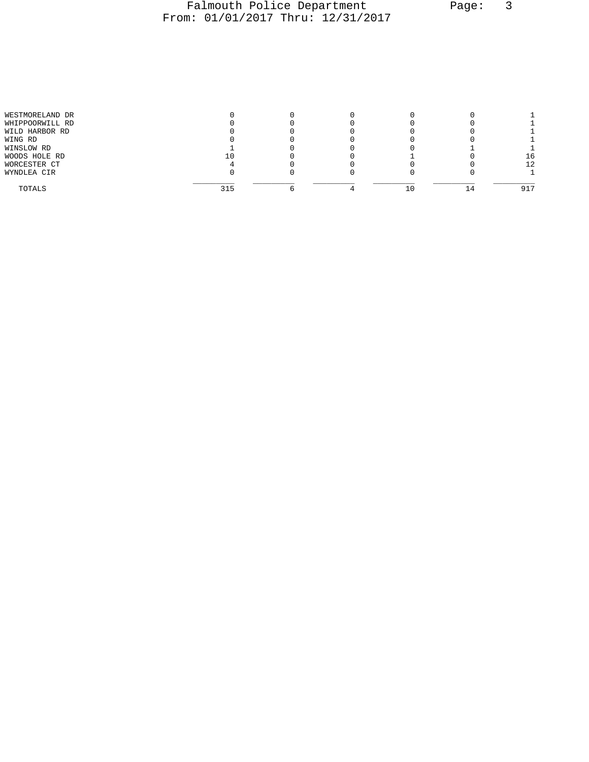| | | | | | | |
|---|---|---|---|---|---|---|
| WESTMORELAND DR | 0 | 0 | 0 | 0 | 0 | 1 |
| WHIPPOORWILL RD | 0 | 0 | 0 | 0 | 0 | 1 |
| WILD HARBOR RD | 0 | 0 | 0 | 0 | 0 | 1 |
| WING RD | 0 | 0 | 0 | 0 | 0 | 1 |
| WINSLOW RD | 1 | 0 | 0 | 0 | 1 | 1 |
| WOODS HOLE RD | 10 | 0 | 0 | 1 | 0 | 16 |
| WORCESTER CT | 4 | 0 | 0 | 0 | 0 | 12 |
| WYNDLEA CIR | 0 | 0 | 0 | 0 | 0 | 1 |
| TOTALS | 315 | 6 | 4 | 10 | 14 | 917 |